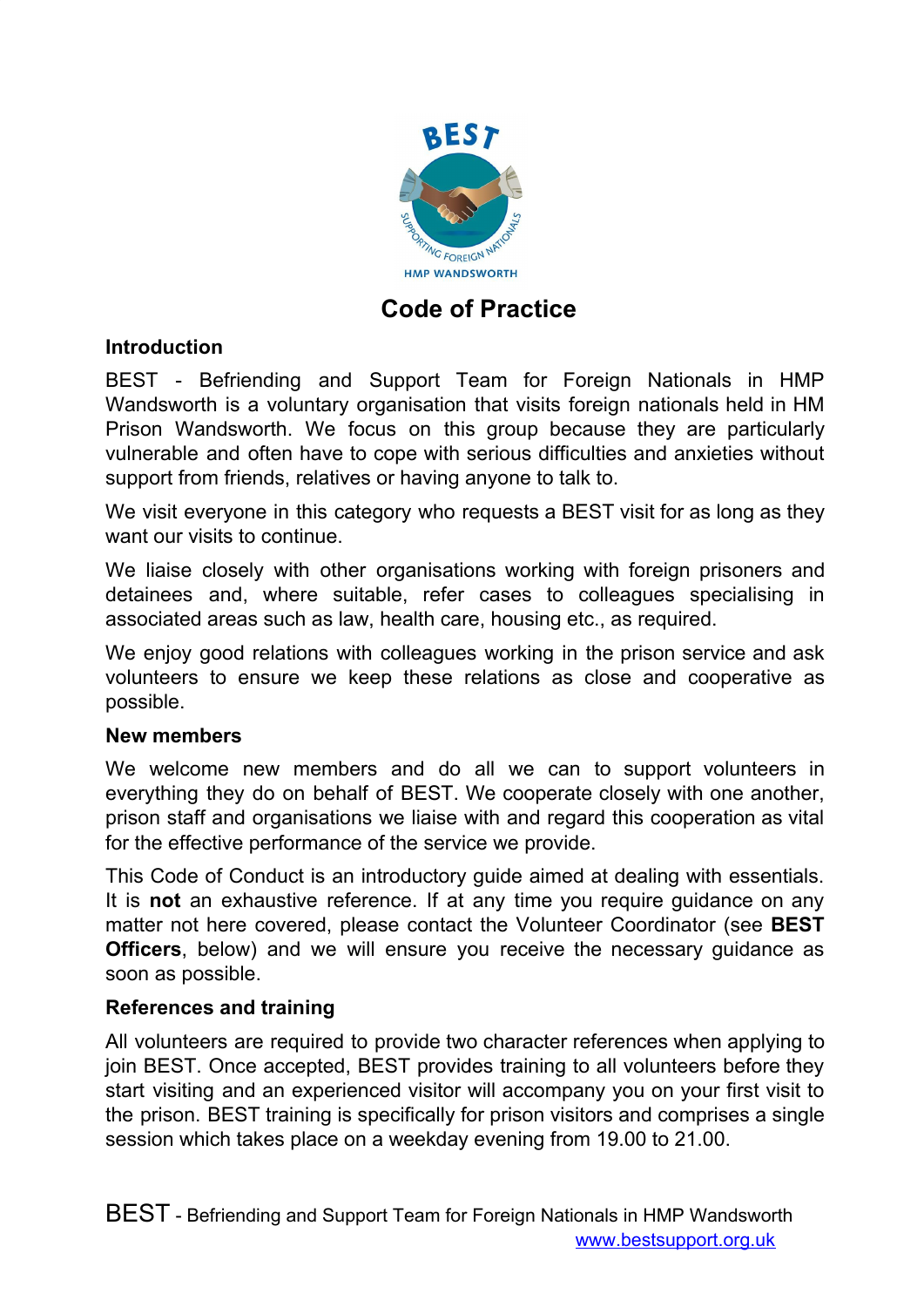# Code of Practice

## Introduction

BEST - Befriending and Support Team for Foreign Nationals in HMP Wandsworth is a voluntary organisation that visits foreign nationals held in HM Prison Wandsworth. We focus on this group because they are particularly vulnerable and often have to cope with serious difficulties and anxieties without support from friends, relatives or having anyone to talk to.

We visit everyone in this category who requests a BEST visit for as long as they want our visits to continue.

We liaise closely with other organisations working with foreign prisoners and detainees and, where suitable, refer cases to colleagues specialising in associated areas such as law, health care, housing etc., as required.

We enjoy good relations with colleagues working in the prison service and ask volunteers to ensure we keep these relations as close and cooperative as possible.

## New members

We welcome new members and do all we can to support volunteers in everything they do on behalf of BEST. We cooperate closely with one another, prison staff and organisations we liaise with and regard this cooperation as vital for the effective performance of the service we provide.

This Code of Conduct is an introductory guide aimed at dealing with essentials. It is **not** an exhaustive reference. If at any time you require guidance on any matter not here covered, please contact the Volunteer Coordinator (see **BEST Officers**, below) and we will ensure you receive the necessary guidance as soon as possible.

## References and training

All volunteers are required to provide two character references when applying to join BEST. Once accepted, BEST provides training to all volunteers before they start visiting and an experienced visitor will accompany you on your first visit to the prison. BEST training is specifically for prison visitors and comprises a single session which takes place on a weekday evening from 19.00 to 21.00.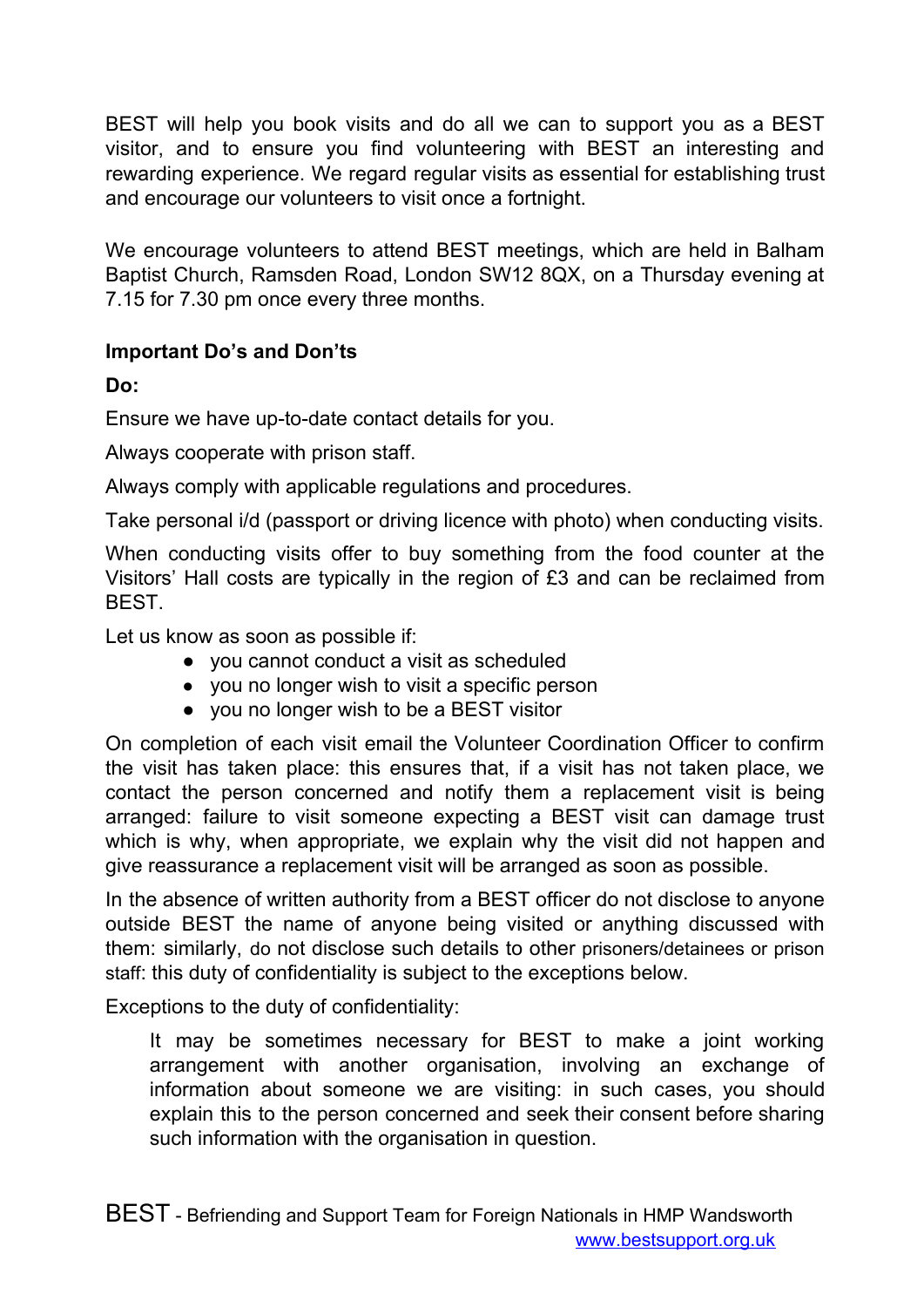BEST will help you book visits and do all we can to support you as a BEST visitor, and to ensure you find volunteering with BEST an interesting and rewarding experience. We regard regular visits as essential for establishing trust and encourage our volunteers to visit once a fortnight.

We encourage volunteers to attend BEST meetings, which are held in Balham Baptist Church, Ramsden Road, London SW12 8QX, on a Thursday evening at 7.15 for 7.30 pm once every three months.

**Important Do's and Don'ts**

**Do:**

Ensure we have up-to-date contact details for you.

Always cooperate with prison staff.

Always comply with applicable regulations and procedures.

Take personal i/d (passport or driving licence with photo) when conducting visits.

When conducting visits offer to buy something from the food counter at the Visitors' Hall costs are typically in the region of £3 and can be reclaimed from BEST.

Let us know as soon as possible if:

- you cannot conduct a visit as scheduled
- you no longer wish to visit a specific person
- you no longer wish to be a BEST visitor

On completion of each visit email the Volunteer Coordination Officer to confirm the visit has taken place: this ensures that, if a visit has not taken place, we contact the person concerned and notify them a replacement visit is being arranged: failure to visit someone expecting a BEST visit can damage trust which is why, when appropriate, we explain why the visit did not happen and give reassurance a replacement visit will be arranged as soon as possible.

In the absence of written authority from a BEST officer do not disclose to anyone outside BEST the name of anyone being visited or anything discussed with them: similarly, do not disclose such details to other prisoners/detainees or prison staff: this duty of confidentiality is subject to the exceptions below.

Exceptions to the duty of confidentiality:

> It may be sometimes necessary for BEST to make a joint working arrangement with another organisation, involving an exchange of information about someone we are visiting: in such cases, you should explain this to the person concerned and seek their consent before sharing such information with the organisation in question.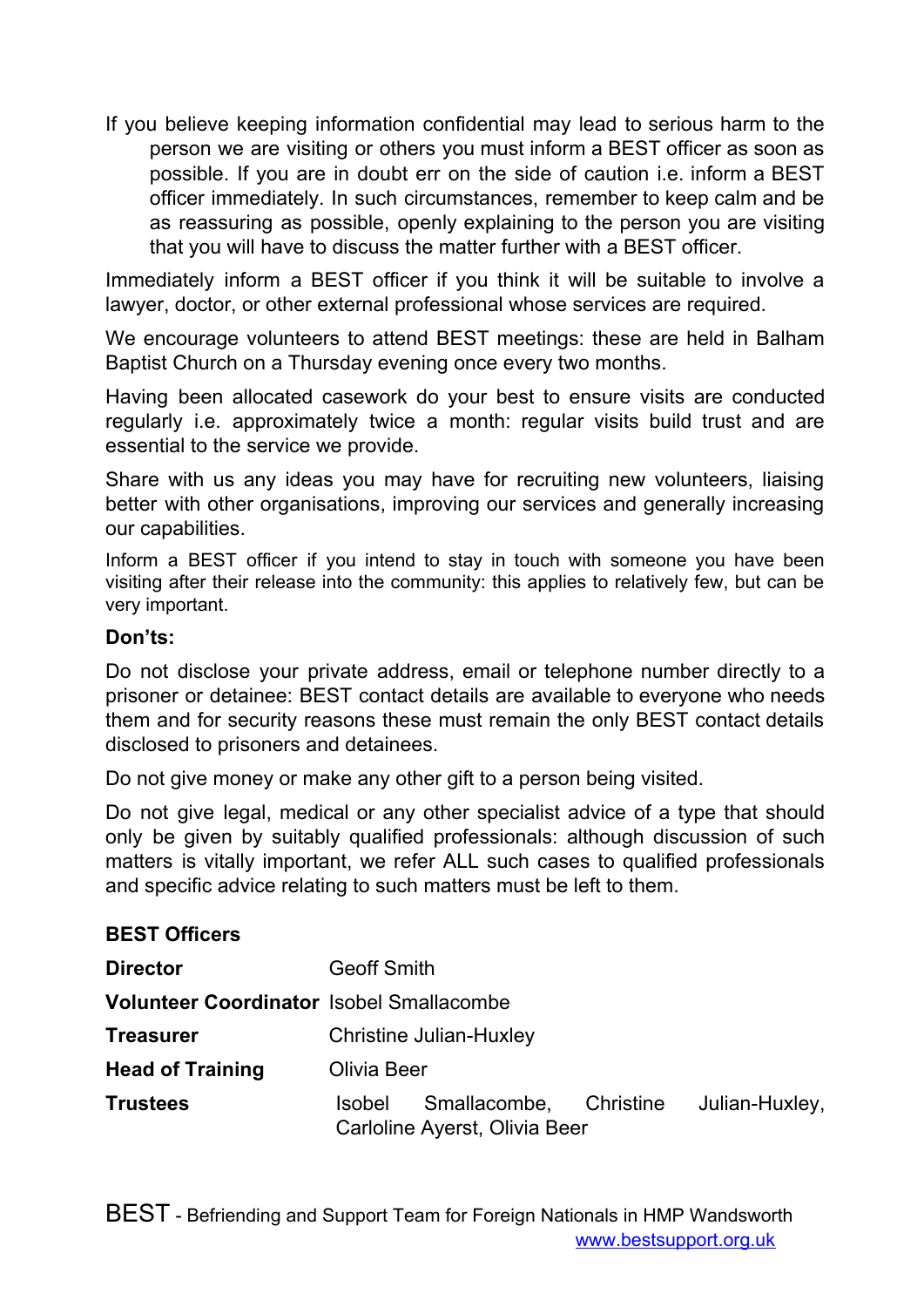If you believe keeping information confidential may lead to serious harm to the person we are visiting or others you must inform a BEST officer as soon as possible. If you are in doubt err on the side of caution i.e. inform a BEST officer immediately. In such circumstances, remember to keep calm and be as reassuring as possible, openly explaining to the person you are visiting that you will have to discuss the matter further with a BEST officer.

Immediately inform a BEST officer if you think it will be suitable to involve a lawyer, doctor, or other external professional whose services are required.

We encourage volunteers to attend BEST meetings: these are held in Balham Baptist Church on a Thursday evening once every two months.

Having been allocated casework do your best to ensure visits are conducted regularly i.e. approximately twice a month: regular visits build trust and are essential to the service we provide.

Share with us any ideas you may have for recruiting new volunteers, liaising better with other organisations, improving our services and generally increasing our capabilities.

Inform a BEST officer if you intend to stay in touch with someone you have been visiting after their release into the community: this applies to relatively few, but can be very important.

**Don'ts:**

Do not disclose your private address, email or telephone number directly to a prisoner or detainee: BEST contact details are available to everyone who needs them and for security reasons these must remain the only BEST contact details disclosed to prisoners and detainees.

Do not give money or make any other gift to a person being visited.

Do not give legal, medical or any other specialist advice of a type that should only be given by suitably qualified professionals: although discussion of such matters is vitally important, we refer ALL such cases to qualified professionals and specific advice relating to such matters must be left to them.

**BEST Officers**

| | |
|---|---|
| **Director** | Geoff Smith |
| **Volunteer Coordinator** | Isobel Smallacombe |
| **Treasurer** | Christine Julian-Huxley |
| **Head of Training** | Olivia Beer |
| **Trustees** | Isobel Smallacombe, Christine Julian-Huxley, Carloline Ayerst, Olivia Beer |

BEST - Befriending and Support Team for Foreign Nationals in HMP Wandsworth
www.bestsupport.org.uk